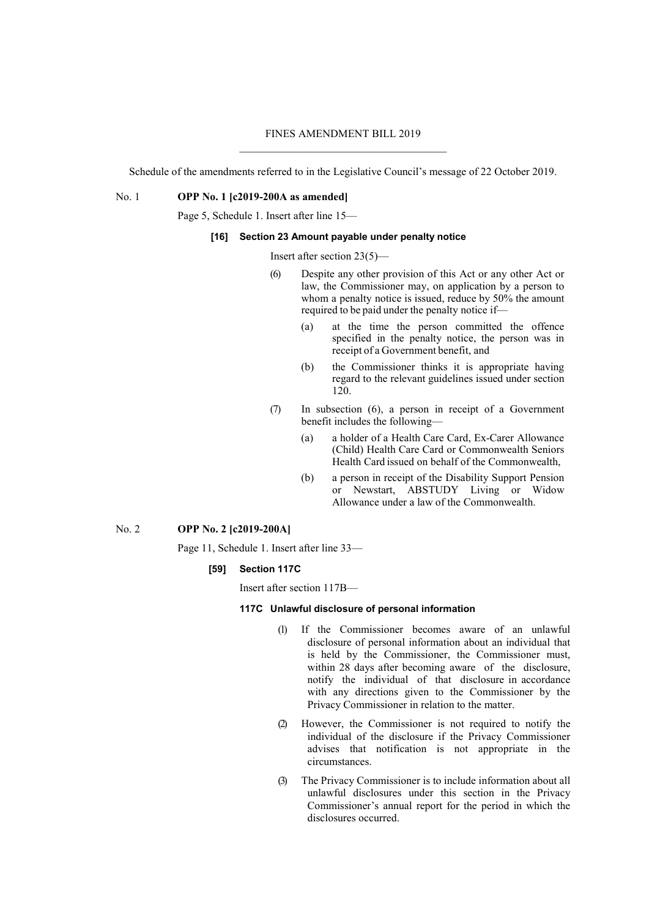# FINES AMENDMENT BILL 2019

Schedule of the amendments referred to in the Legislative Council's message of 22 October 2019.

No. 1 **OPP No. 1 [c2019-200A as amended]**

Page 5, Schedule 1. Insert after line 15—

**[16] Section 23 Amount payable under penalty notice**

Insert after section 23(5)—

(6) Despite any other provision of this Act or any other Act or law, the Commissioner may, on application by a person to whom a penalty notice is issued, reduce by 50% the amount required to be paid under the penalty notice if—

(a) at the time the person committed the offence specified in the penalty notice, the person was in receipt of a Government benefit, and

(b) the Commissioner thinks it is appropriate having regard to the relevant guidelines issued under section 120.

(7) In subsection (6), a person in receipt of a Government benefit includes the following—

(a) a holder of a Health Care Card, Ex-Carer Allowance (Child) Health Care Card or Commonwealth Seniors Health Card issued on behalf of the Commonwealth,

(b) a person in receipt of the Disability Support Pension or Newstart, ABSTUDY Living or Widow Allowance under a law of the Commonwealth.

No. 2 **OPP No. 2 [c2019-200A]**

Page 11, Schedule 1. Insert after line 33—

**[59] Section 117C**

Insert after section 117B—

**117C Unlawful disclosure of personal information**

(1) If the Commissioner becomes aware of an unlawful disclosure of personal information about an individual that is held by the Commissioner, the Commissioner must, within 28 days after becoming aware of the disclosure, notify the individual of that disclosure in accordance with any directions given to the Commissioner by the Privacy Commissioner in relation to the matter.

(2) However, the Commissioner is not required to notify the individual of the disclosure if the Privacy Commissioner advises that notification is not appropriate in the circumstances.

(3) The Privacy Commissioner is to include information about all unlawful disclosures under this section in the Privacy Commissioner's annual report for the period in which the disclosures occurred.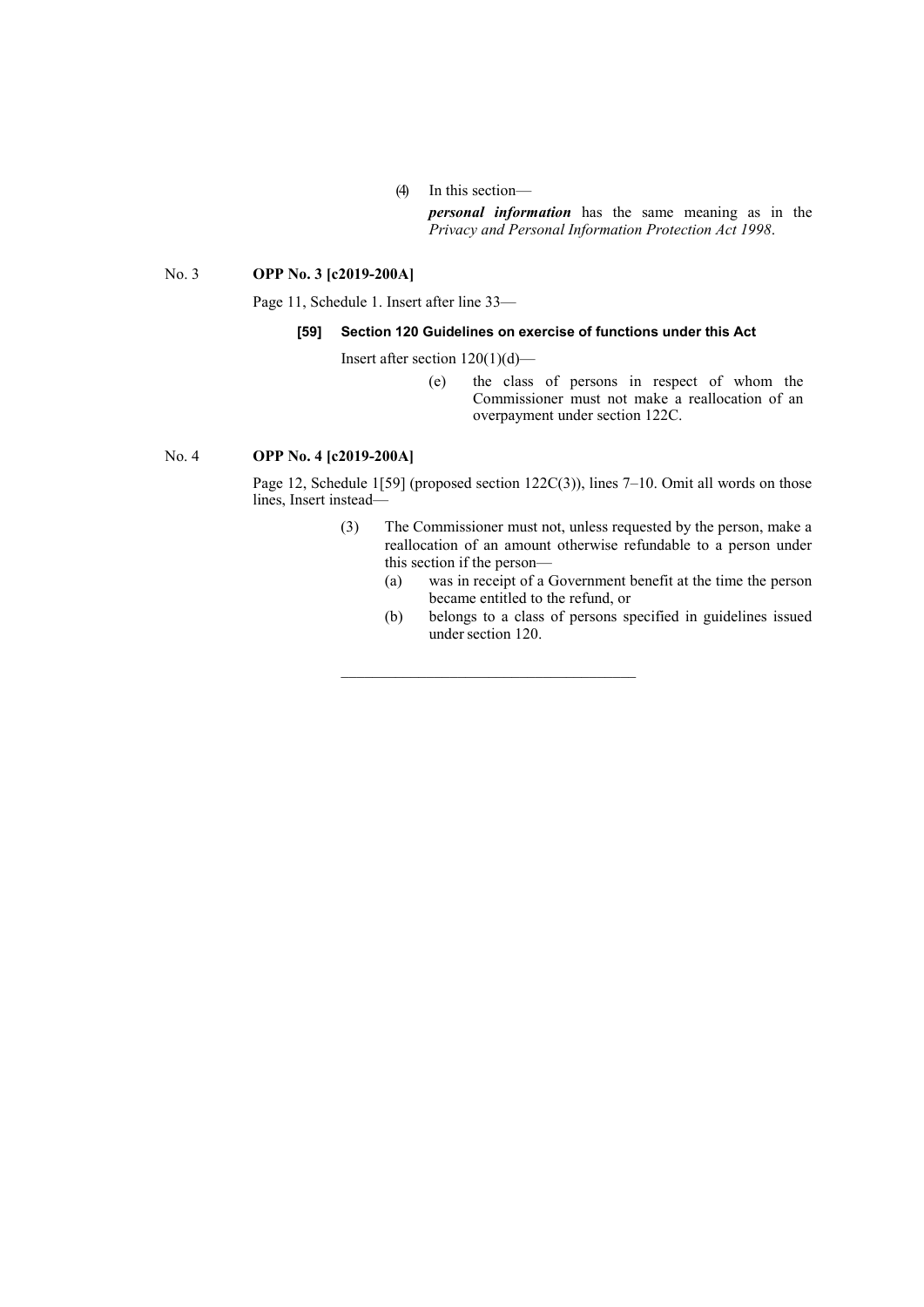(4) In this section—

***personal information*** has the same meaning as in the *Privacy and Personal Information Protection Act 1998*.

No. 3 **OPP No. 3 [c2019-200A]**

Page 11, Schedule 1. Insert after line 33—

**[59] Section 120 Guidelines on exercise of functions under this Act**

Insert after section 120(1)(d)—

(e) the class of persons in respect of whom the Commissioner must not make a reallocation of an overpayment under section 122C.

No. 4 **OPP No. 4 [c2019-200A]**

Page 12, Schedule 1[59] (proposed section 122C(3)), lines 7–10. Omit all words on those lines, Insert instead—

(3) The Commissioner must not, unless requested by the person, make a reallocation of an amount otherwise refundable to a person under this section if the person—

(a) was in receipt of a Government benefit at the time the person became entitled to the refund, or

(b) belongs to a class of persons specified in guidelines issued under section 120.